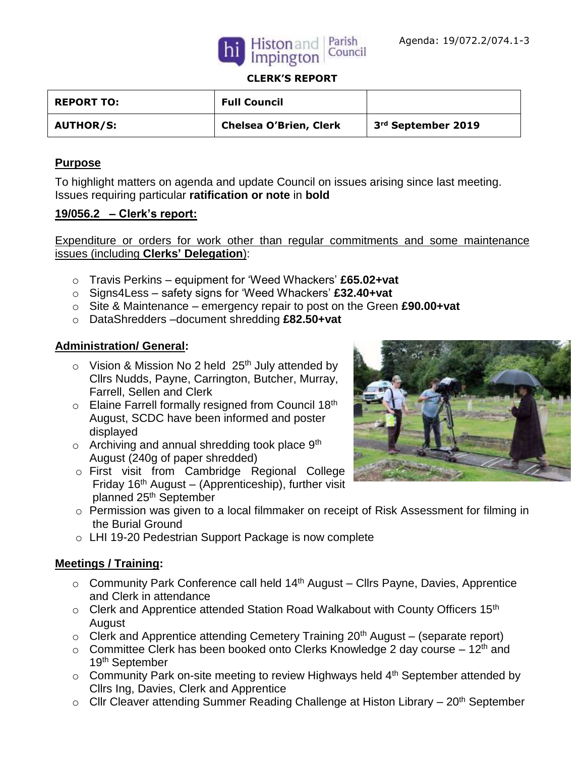Agenda: 19/072.2/074.1-3

Histon and Impington Parish Council

**CLERK'S REPORT**

| REPORT TO: | Full Council | |
| --- | --- | --- |
| AUTHOR/S: | Chelsea O'Brien, Clerk | 3rd September 2019 |

## Purpose

To highlight matters on agenda and update Council on issues arising since last meeting. Issues requiring particular **ratification or note** in **bold**

## 19/056.2 – Clerk's report:

Expenditure or orders for work other than regular commitments and some maintenance issues (including **Clerks' Delegation**):

- Travis Perkins – equipment for 'Weed Whackers' **£65.02+vat**
- Signs4Less – safety signs for 'Weed Whackers' **£32.40+vat**
- Site & Maintenance – emergency repair to post on the Green **£90.00+vat**
- DataShredders –document shredding **£82.50+vat**

## Administration/ General:

- Vision & Mission No 2 held 25th July attended by Cllrs Nudds, Payne, Carrington, Butcher, Murray, Farrell, Sellen and Clerk
- Elaine Farrell formally resigned from Council 18th August, SCDC have been informed and poster displayed
- Archiving and annual shredding took place 9th August (240g of paper shredded)
- First visit from Cambridge Regional College Friday 16th August – (Apprenticeship), further visit planned 25th September
- Permission was given to a local filmmaker on receipt of Risk Assessment for filming in the Burial Ground
- LHI 19-20 Pedestrian Support Package is now complete

## Meetings / Training:

- Community Park Conference call held 14th August – Cllrs Payne, Davies, Apprentice and Clerk in attendance
- Clerk and Apprentice attended Station Road Walkabout with County Officers 15th August
- Clerk and Apprentice attending Cemetery Training 20th August – (separate report)
- Committee Clerk has been booked onto Clerks Knowledge 2 day course – 12th and 19th September
- Community Park on-site meeting to review Highways held 4th September attended by Cllrs Ing, Davies, Clerk and Apprentice
- Cllr Cleaver attending Summer Reading Challenge at Histon Library – 20th September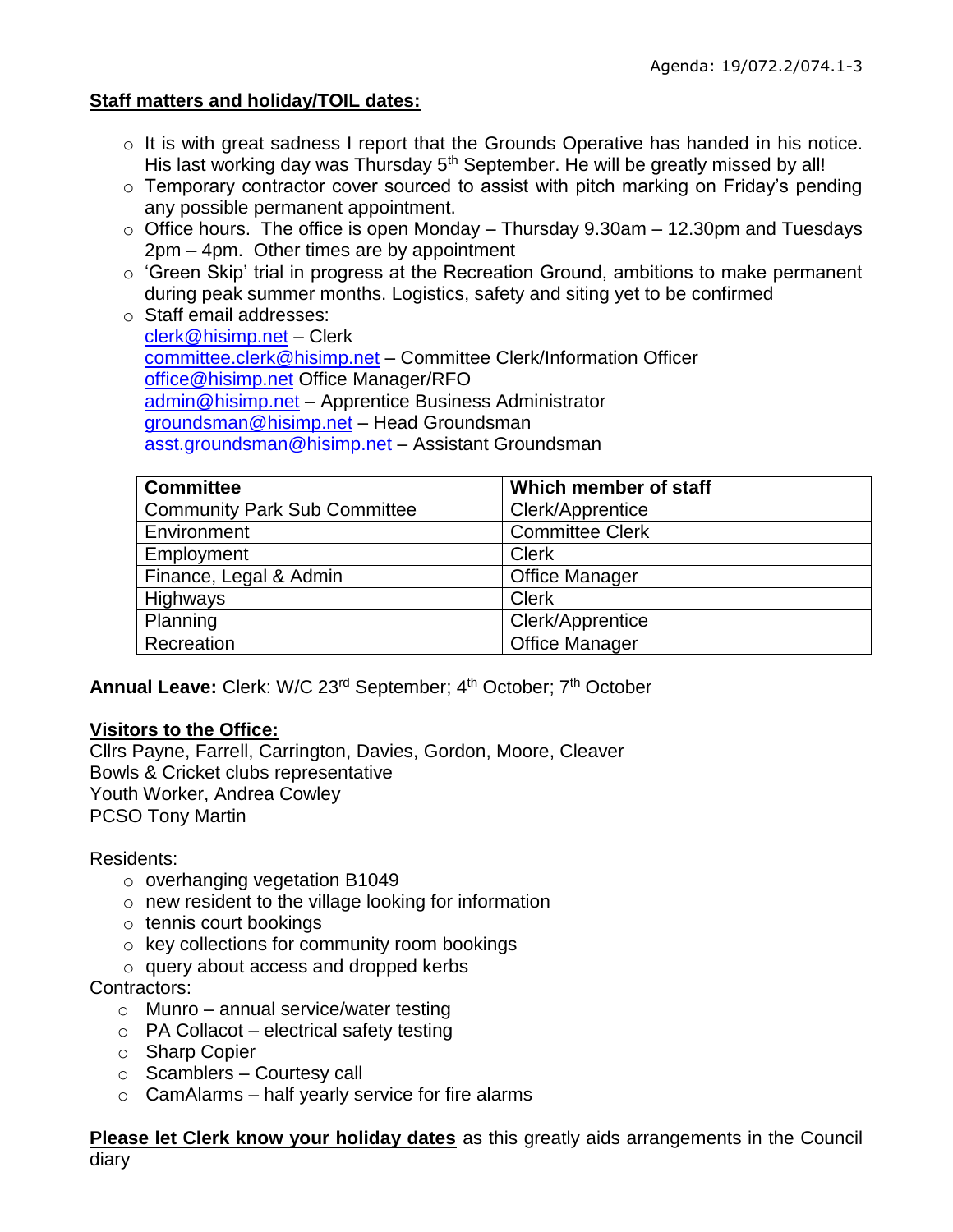Agenda: 19/072.2/074.1-3

**Staff matters and holiday/TOIL dates:**

- It is with great sadness I report that the Grounds Operative has handed in his notice. His last working day was Thursday 5th September. He will be greatly missed by all!
- Temporary contractor cover sourced to assist with pitch marking on Friday's pending any possible permanent appointment.
- Office hours. The office is open Monday – Thursday 9.30am – 12.30pm and Tuesdays 2pm – 4pm. Other times are by appointment
- 'Green Skip' trial in progress at the Recreation Ground, ambitions to make permanent during peak summer months. Logistics, safety and siting yet to be confirmed
- Staff email addresses:
  clerk@hisimp.net – Clerk
  committee.clerk@hisimp.net – Committee Clerk/Information Officer
  office@hisimp.net Office Manager/RFO
  admin@hisimp.net – Apprentice Business Administrator
  groundsman@hisimp.net – Head Groundsman
  asst.groundsman@hisimp.net – Assistant Groundsman

| Committee | Which member of staff |
|---|---|
| Community Park Sub Committee | Clerk/Apprentice |
| Environment | Committee Clerk |
| Employment | Clerk |
| Finance, Legal & Admin | Office Manager |
| Highways | Clerk |
| Planning | Clerk/Apprentice |
| Recreation | Office Manager |

**Annual Leave:** Clerk: W/C 23rd September; 4th October; 7th October

**Visitors to the Office:**

Cllrs Payne, Farrell, Carrington, Davies, Gordon, Moore, Cleaver
Bowls & Cricket clubs representative
Youth Worker, Andrea Cowley
PCSO Tony Martin

Residents:

- overhanging vegetation B1049
- new resident to the village looking for information
- tennis court bookings
- key collections for community room bookings
- query about access and dropped kerbs

Contractors:

- Munro – annual service/water testing
- PA Collacot – electrical safety testing
- Sharp Copier
- Scamblers – Courtesy call
- CamAlarms – half yearly service for fire alarms

**Please let Clerk know your holiday dates** as this greatly aids arrangements in the Council diary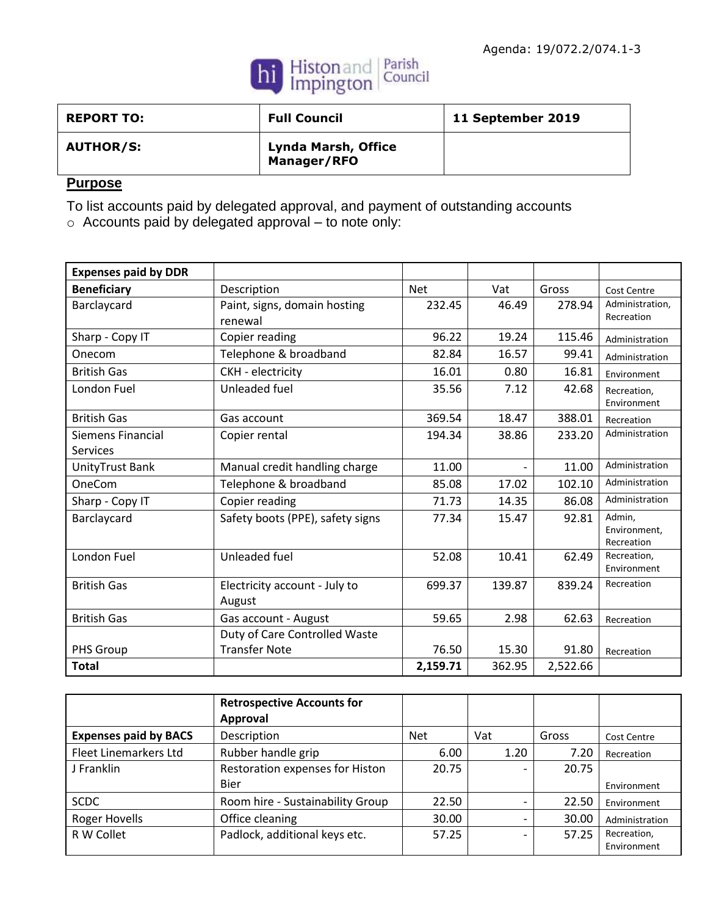Agenda: 19/072.2/074.1-3

Histon and Impington Parish Council

| REPORT TO: | Full Council | 11 September 2019 |
|---|---|---|
| AUTHOR/S: | Lynda Marsh, Office Manager/RFO | |

## Purpose

To list accounts paid by delegated approval, and payment of outstanding accounts

- Accounts paid by delegated approval – to note only:

| Expenses paid by DDR | | | | | |
|---|---|---|---|---|---|
| **Beneficiary** | Description | Net | Vat | Gross | Cost Centre |
| Barclaycard | Paint, signs, domain hosting renewal | 232.45 | 46.49 | 278.94 | Administration, Recreation |
| Sharp - Copy IT | Copier reading | 96.22 | 19.24 | 115.46 | Administration |
| Onecom | Telephone & broadband | 82.84 | 16.57 | 99.41 | Administration |
| British Gas | CKH - electricity | 16.01 | 0.80 | 16.81 | Environment |
| London Fuel | Unleaded fuel | 35.56 | 7.12 | 42.68 | Recreation, Environment |
| British Gas | Gas account | 369.54 | 18.47 | 388.01 | Recreation |
| Siemens Financial Services | Copier rental | 194.34 | 38.86 | 233.20 | Administration |
| UnityTrust Bank | Manual credit handling charge | 11.00 | - | 11.00 | Administration |
| OneCom | Telephone & broadband | 85.08 | 17.02 | 102.10 | Administration |
| Sharp - Copy IT | Copier reading | 71.73 | 14.35 | 86.08 | Administration |
| Barclaycard | Safety boots (PPE), safety signs | 77.34 | 15.47 | 92.81 | Admin, Environment, Recreation |
| London Fuel | Unleaded fuel | 52.08 | 10.41 | 62.49 | Recreation, Environment |
| British Gas | Electricity account - July to August | 699.37 | 139.87 | 839.24 | Recreation |
| British Gas | Gas account - August | 59.65 | 2.98 | 62.63 | Recreation |
| PHS Group | Duty of Care Controlled Waste Transfer Note | 76.50 | 15.30 | 91.80 | Recreation |
| **Total** | | **2,159.71** | 362.95 | 2,522.66 | |

| | Retrospective Accounts for Approval | | | | |
|---|---|---|---|---|---|
| **Expenses paid by BACS** | Description | Net | Vat | Gross | Cost Centre |
| Fleet Linemarkers Ltd | Rubber handle grip | 6.00 | 1.20 | 7.20 | Recreation |
| J Franklin | Restoration expenses for Histon Bier | 20.75 | - | 20.75 | Environment |
| SCDC | Room hire - Sustainability Group | 22.50 | - | 22.50 | Environment |
| Roger Hovells | Office cleaning | 30.00 | - | 30.00 | Administration |
| R W Collet | Padlock, additional keys etc. | 57.25 | - | 57.25 | Recreation, Environment |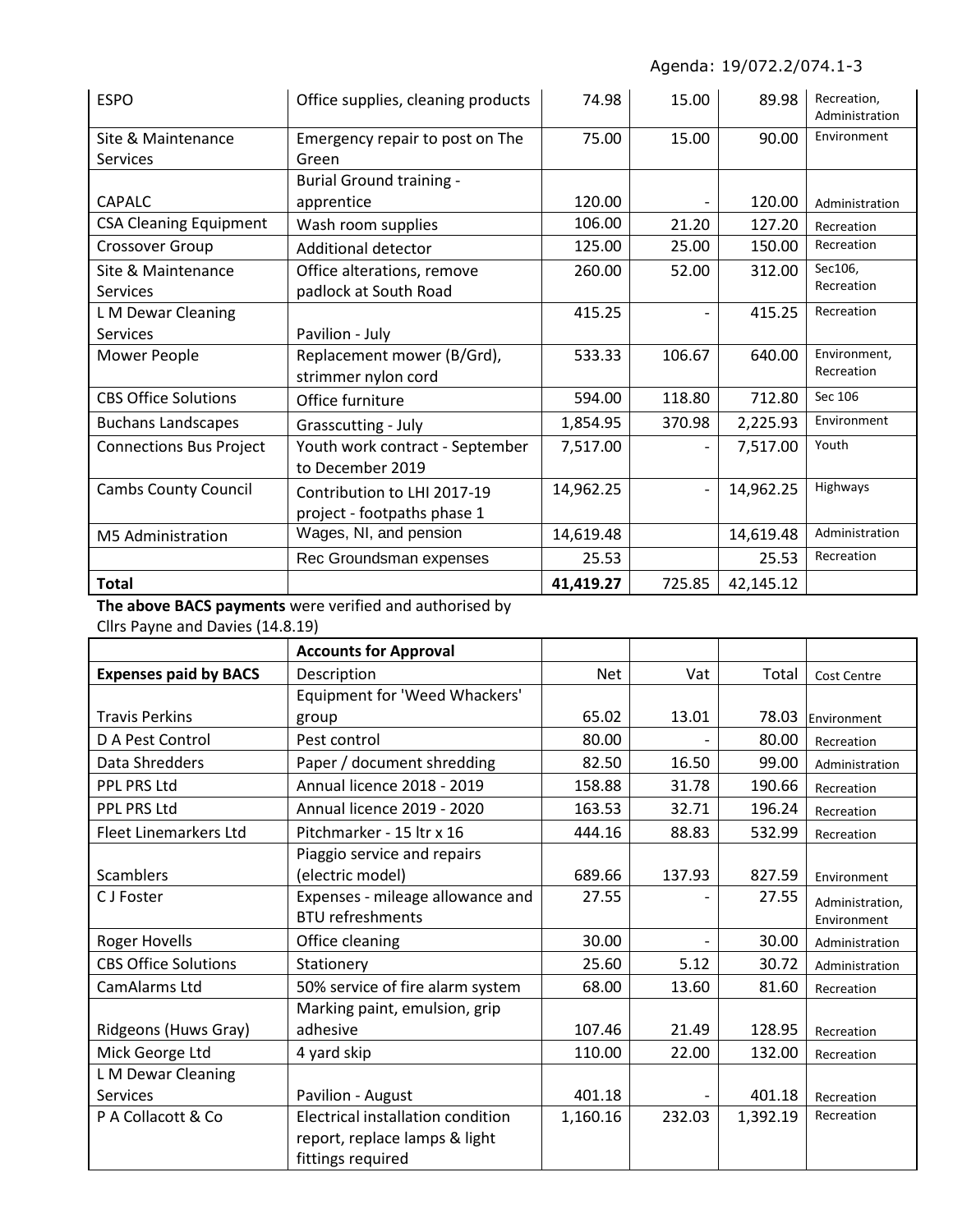Agenda: 19/072.2/074.1-3

| | | | | | |
|---|---|---|---|---|---|
| ESPO | Office supplies, cleaning products | 74.98 | 15.00 | 89.98 | Recreation, Administration |
| Site & Maintenance Services | Emergency repair to post on The Green | 75.00 | 15.00 | 90.00 | Environment |
| CAPALC | Burial Ground training - apprentice | 120.00 | - | 120.00 | Administration |
| CSA Cleaning Equipment | Wash room supplies | 106.00 | 21.20 | 127.20 | Recreation |
| Crossover Group | Additional detector | 125.00 | 25.00 | 150.00 | Recreation |
| Site & Maintenance Services | Office alterations, remove padlock at South Road | 260.00 | 52.00 | 312.00 | Sec106, Recreation |
| L M Dewar Cleaning Services | Pavilion - July | 415.25 | - | 415.25 | Recreation |
| Mower People | Replacement mower (B/Grd), strimmer nylon cord | 533.33 | 106.67 | 640.00 | Environment, Recreation |
| CBS Office Solutions | Office furniture | 594.00 | 118.80 | 712.80 | Sec 106 |
| Buchans Landscapes | Grasscutting - July | 1,854.95 | 370.98 | 2,225.93 | Environment |
| Connections Bus Project | Youth work contract - September to December 2019 | 7,517.00 | - | 7,517.00 | Youth |
| Cambs County Council | Contribution to LHI 2017-19 project - footpaths phase 1 | 14,962.25 | - | 14,962.25 | Highways |
| M5 Administration | Wages, NI, and pension | 14,619.48 | | 14,619.48 | Administration |
| | Rec Groundsman expenses | 25.53 | | 25.53 | Recreation |
| **Total** | | **41,419.27** | 725.85 | 42,145.12 | |

**The above BACS payments** were verified and authorised by Cllrs Payne and Davies (14.8.19)

| | **Accounts for Approval** | | | | |
|---|---|---|---|---|---|
| **Expenses paid by BACS** | Description | Net | Vat | Total | Cost Centre |
| Travis Perkins | Equipment for 'Weed Whackers' group | 65.02 | 13.01 | 78.03 | Environment |
| D A Pest Control | Pest control | 80.00 | - | 80.00 | Recreation |
| Data Shredders | Paper / document shredding | 82.50 | 16.50 | 99.00 | Administration |
| PPL PRS Ltd | Annual licence 2018 - 2019 | 158.88 | 31.78 | 190.66 | Recreation |
| PPL PRS Ltd | Annual licence 2019 - 2020 | 163.53 | 32.71 | 196.24 | Recreation |
| Fleet Linemarkers Ltd | Pitchmarker - 15 ltr x 16 | 444.16 | 88.83 | 532.99 | Recreation |
| Scamblers | Piaggio service and repairs (electric model) | 689.66 | 137.93 | 827.59 | Environment |
| C J Foster | Expenses - mileage allowance and BTU refreshments | 27.55 | - | 27.55 | Administration, Environment |
| Roger Hovells | Office cleaning | 30.00 | - | 30.00 | Administration |
| CBS Office Solutions | Stationery | 25.60 | 5.12 | 30.72 | Administration |
| CamAlarms Ltd | 50% service of fire alarm system | 68.00 | 13.60 | 81.60 | Recreation |
| Ridgeons (Huws Gray) | Marking paint, emulsion, grip adhesive | 107.46 | 21.49 | 128.95 | Recreation |
| Mick George Ltd | 4 yard skip | 110.00 | 22.00 | 132.00 | Recreation |
| L M Dewar Cleaning Services | Pavilion - August | 401.18 | - | 401.18 | Recreation |
| P A Collacott & Co | Electrical installation condition report, replace lamps & light fittings required | 1,160.16 | 232.03 | 1,392.19 | Recreation |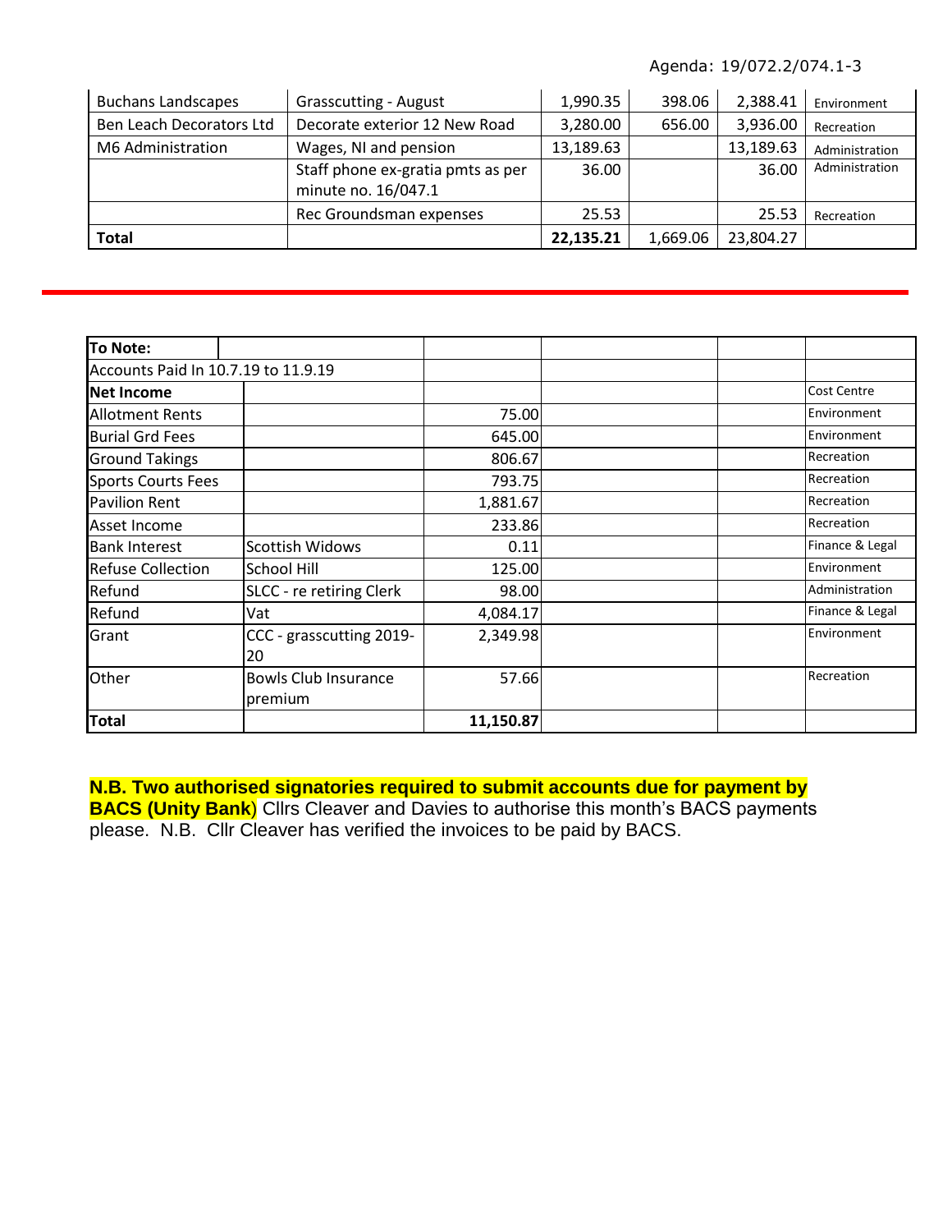Agenda: 19/072.2/074.1-3

| | | | | | |
|---|---|---|---|---|---|
| Buchans Landscapes | Grasscutting - August | 1,990.35 | 398.06 | 2,388.41 | Environment |
| Ben Leach Decorators Ltd | Decorate exterior 12 New Road | 3,280.00 | 656.00 | 3,936.00 | Recreation |
| M6 Administration | Wages, NI and pension | 13,189.63 | | 13,189.63 | Administration |
| | Staff phone ex-gratia pmts as per minute no. 16/047.1 | 36.00 | | 36.00 | Administration |
| | Rec Groundsman expenses | 25.53 | | 25.53 | Recreation |
| **Total** | | **22,135.21** | 1,669.06 | 23,804.27 | |

| | | | | | |
|---|---|---|---|---|---|
| **To Note:** | | | | | |
| Accounts Paid In 10.7.19 to 11.9.19 | | | | | |
| **Net Income** | | | | | Cost Centre |
| Allotment Rents | | 75.00 | | | Environment |
| Burial Grd Fees | | 645.00 | | | Environment |
| Ground Takings | | 806.67 | | | Recreation |
| Sports Courts Fees | | 793.75 | | | Recreation |
| Pavilion Rent | | 1,881.67 | | | Recreation |
| Asset Income | | 233.86 | | | Recreation |
| Bank Interest | Scottish Widows | 0.11 | | | Finance & Legal |
| Refuse Collection | School Hill | 125.00 | | | Environment |
| Refund | SLCC - re retiring Clerk | 98.00 | | | Administration |
| Refund | Vat | 4,084.17 | | | Finance & Legal |
| Grant | CCC - grasscutting 2019-20 | 2,349.98 | | | Environment |
| Other | Bowls Club Insurance premium | 57.66 | | | Recreation |
| **Total** | | **11,150.87** | | | |

**N.B. Two authorised signatories required to submit accounts due for payment by BACS (Unity Bank**) Cllrs Cleaver and Davies to authorise this month's BACS payments please. N.B. Cllr Cleaver has verified the invoices to be paid by BACS.